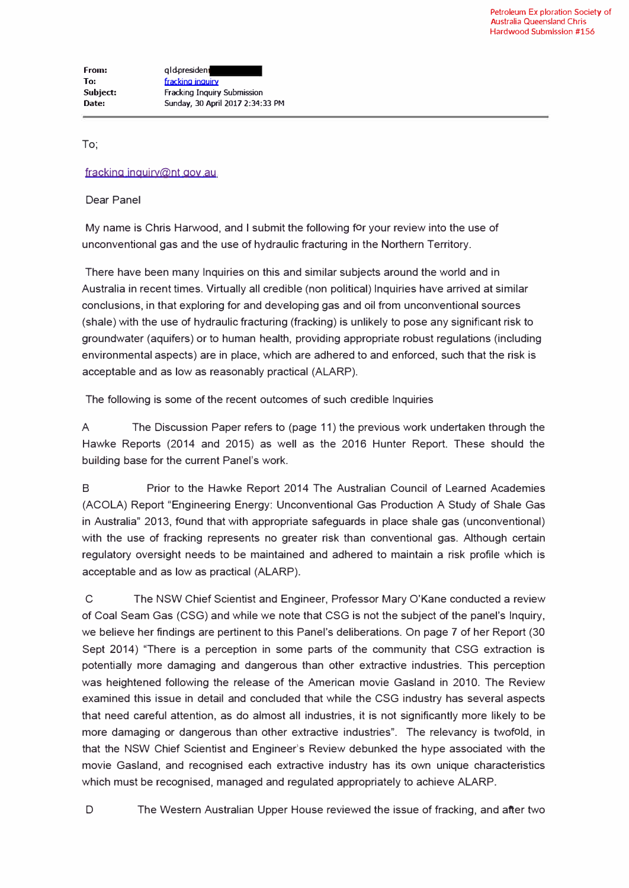Petroleum Exploration Society of Australia Queensland Chris Hardwood Submission #156

**From:** qld-president[redacted]
**To:** fracking inquiry
**Subject:** Fracking Inquiry Submission
**Date:** Sunday, 30 April 2017 2:34:33 PM

---

To;

fracking.inquiry@nt.gov.au

Dear Panel

My name is Chris Harwood, and I submit the following for your review into the use of unconventional gas and the use of hydraulic fracturing in the Northern Territory.

There have been many Inquiries on this and similar subjects around the world and in Australia in recent times. Virtually all credible (non political) Inquiries have arrived at similar conclusions, in that exploring for and developing gas and oil from unconventional sources (shale) with the use of hydraulic fracturing (fracking) is unlikely to pose any significant risk to groundwater (aquifers) or to human health, providing appropriate robust regulations (including environmental aspects) are in place, which are adhered to and enforced, such that the risk is acceptable and as low as reasonably practical (ALARP).

The following is some of the recent outcomes of such credible Inquiries

A The Discussion Paper refers to (page 11) the previous work undertaken through the Hawke Reports (2014 and 2015) as well as the 2016 Hunter Report. These should the building base for the current Panel's work.

B Prior to the Hawke Report 2014 The Australian Council of Learned Academies (ACOLA) Report "Engineering Energy: Unconventional Gas Production A Study of Shale Gas in Australia" 2013, found that with appropriate safeguards in place shale gas (unconventional) with the use of fracking represents no greater risk than conventional gas. Although certain regulatory oversight needs to be maintained and adhered to maintain a risk profile which is acceptable and as low as practical (ALARP).

C The NSW Chief Scientist and Engineer, Professor Mary O'Kane conducted a review of Coal Seam Gas (CSG) and while we note that CSG is not the subject of the panel's Inquiry, we believe her findings are pertinent to this Panel's deliberations. On page 7 of her Report (30 Sept 2014) "There is a perception in some parts of the community that CSG extraction is potentially more damaging and dangerous than other extractive industries. This perception was heightened following the release of the American movie Gasland in 2010. The Review examined this issue in detail and concluded that while the CSG industry has several aspects that need careful attention, as do almost all industries, it is not significantly more likely to be more damaging or dangerous than other extractive industries". The relevancy is twofold, in that the NSW Chief Scientist and Engineer's Review debunked the hype associated with the movie Gasland, and recognised each extractive industry has its own unique characteristics which must be recognised, managed and regulated appropriately to achieve ALARP.

D The Western Australian Upper House reviewed the issue of fracking, and after two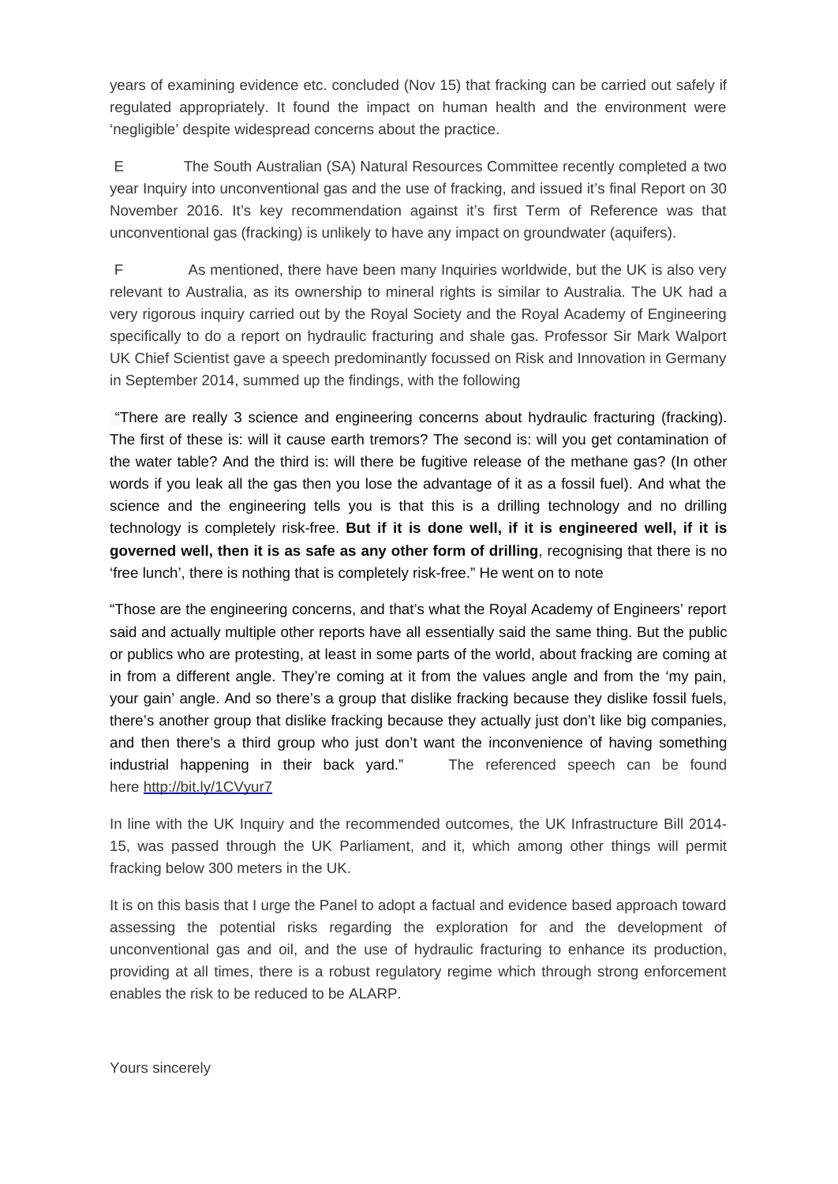years of examining evidence etc. concluded (Nov 15) that fracking can be carried out safely if regulated appropriately. It found the impact on human health and the environment were 'negligible' despite widespread concerns about the practice.

E The South Australian (SA) Natural Resources Committee recently completed a two year Inquiry into unconventional gas and the use of fracking, and issued it's final Report on 30 November 2016. It's key recommendation against it's first Term of Reference was that unconventional gas (fracking) is unlikely to have any impact on groundwater (aquifers).

F As mentioned, there have been many Inquiries worldwide, but the UK is also very relevant to Australia, as its ownership to mineral rights is similar to Australia. The UK had a very rigorous inquiry carried out by the Royal Society and the Royal Academy of Engineering specifically to do a report on hydraulic fracturing and shale gas. Professor Sir Mark Walport UK Chief Scientist gave a speech predominantly focussed on Risk and Innovation in Germany in September 2014, summed up the findings, with the following

"There are really 3 science and engineering concerns about hydraulic fracturing (fracking). The first of these is: will it cause earth tremors? The second is: will you get contamination of the water table? And the third is: will there be fugitive release of the methane gas? (In other words if you leak all the gas then you lose the advantage of it as a fossil fuel). And what the science and the engineering tells you is that this is a drilling technology and no drilling technology is completely risk-free. **But if it is done well, if it is engineered well, if it is governed well, then it is as safe as any other form of drilling**, recognising that there is no 'free lunch', there is nothing that is completely risk-free." He went on to note

"Those are the engineering concerns, and that's what the Royal Academy of Engineers' report said and actually multiple other reports have all essentially said the same thing. But the public or publics who are protesting, at least in some parts of the world, about fracking are coming at in from a different angle. They're coming at it from the values angle and from the 'my pain, your gain' angle. And so there's a group that dislike fracking because they dislike fossil fuels, there's another group that dislike fracking because they actually just don't like big companies, and then there's a third group who just don't want the inconvenience of having something industrial happening in their back yard." The referenced speech can be found here [http://bit.ly/1CVyur7](http://bit.ly/1CVyur7)

In line with the UK Inquiry and the recommended outcomes, the UK Infrastructure Bill 2014-15, was passed through the UK Parliament, and it, which among other things will permit fracking below 300 meters in the UK.

It is on this basis that I urge the Panel to adopt a factual and evidence based approach toward assessing the potential risks regarding the exploration for and the development of unconventional gas and oil, and the use of hydraulic fracturing to enhance its production, providing at all times, there is a robust regulatory regime which through strong enforcement enables the risk to be reduced to be ALARP.

Yours sincerely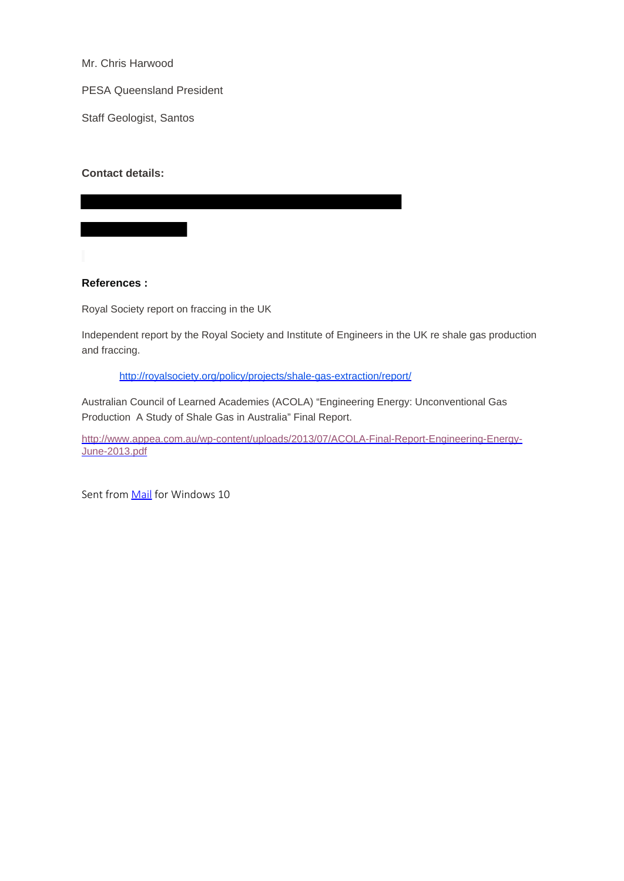Mr. Chris Harwood

PESA Queensland President

Staff Geologist, Santos

**Contact details:**

**References :**

Royal Society report on fraccing in the UK

Independent report by the Royal Society and Institute of Engineers in the UK re shale gas production and fraccing.

http://royalsociety.org/policy/projects/shale-gas-extraction/report/

Australian Council of Learned Academies (ACOLA) "Engineering Energy: Unconventional Gas Production A Study of Shale Gas in Australia" Final Report.

http://www.appea.com.au/wp-content/uploads/2013/07/ACOLA-Final-Report-Engineering-Energy-June-2013.pdf

Sent from Mail for Windows 10